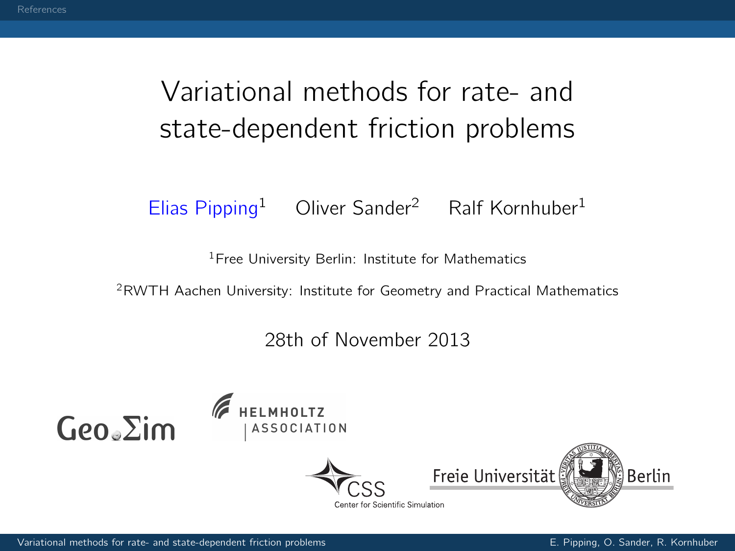# Variational methods for rate- and state-dependent friction problems

Elias Pipping[1] Oliver Sander[2] Ralf Kornhuber[1]

[1]Free University Berlin: Institute for Mathematics

[2]RWTH Aachen University: Institute for Geometry and Practical Mathematics

28th of November 2013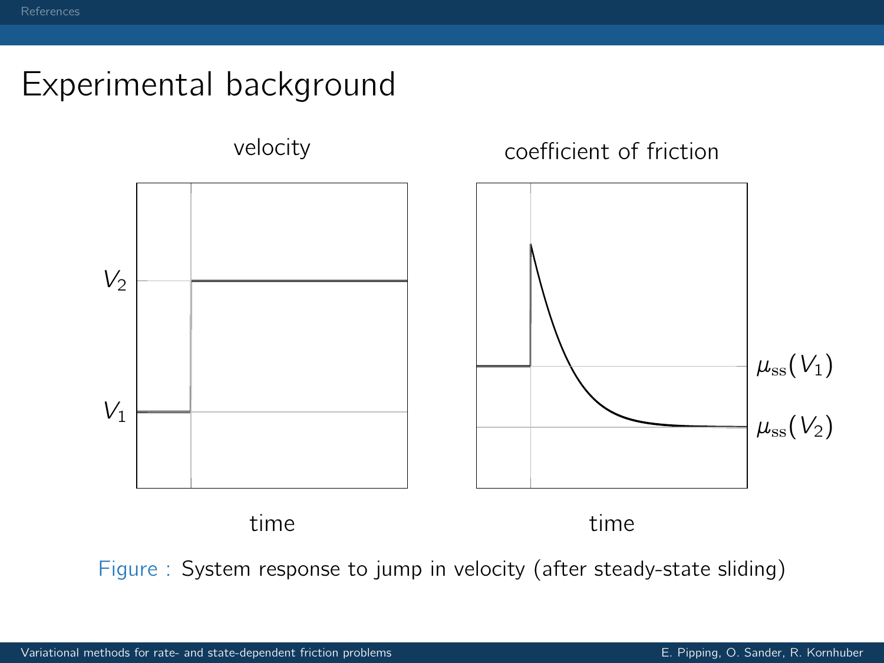# Experimental background

velocity

$V_2$

$V_1$

time

coefficient of friction

$\mu_{\mathrm{ss}}(V_1)$

$\mu_{\mathrm{ss}}(V_2)$

time

Figure : System response to jump in velocity (after steady-state sliding)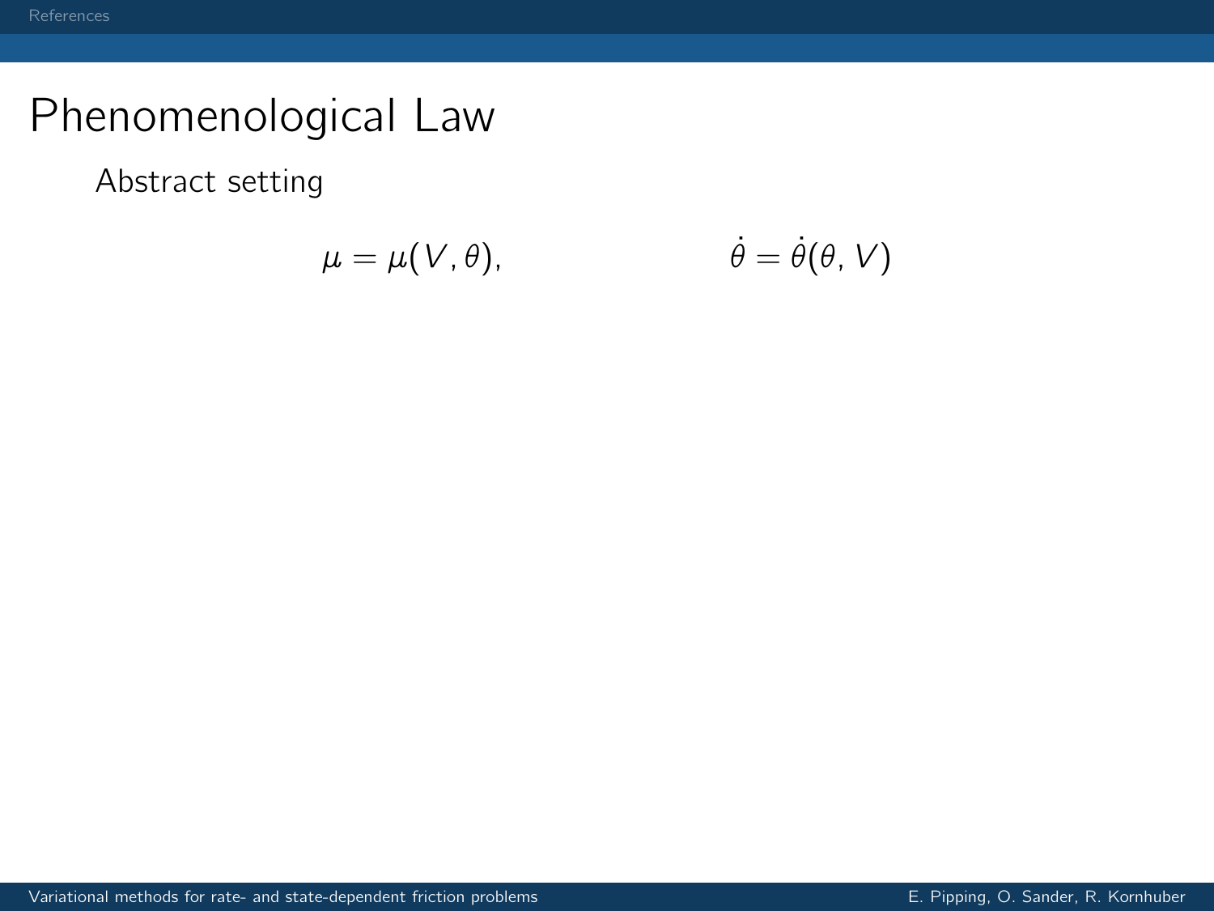# Phenomenological Law

Abstract setting

$$\mu = \mu(V, \theta), \qquad\qquad \dot{\theta} = \dot{\theta}(\theta, V)$$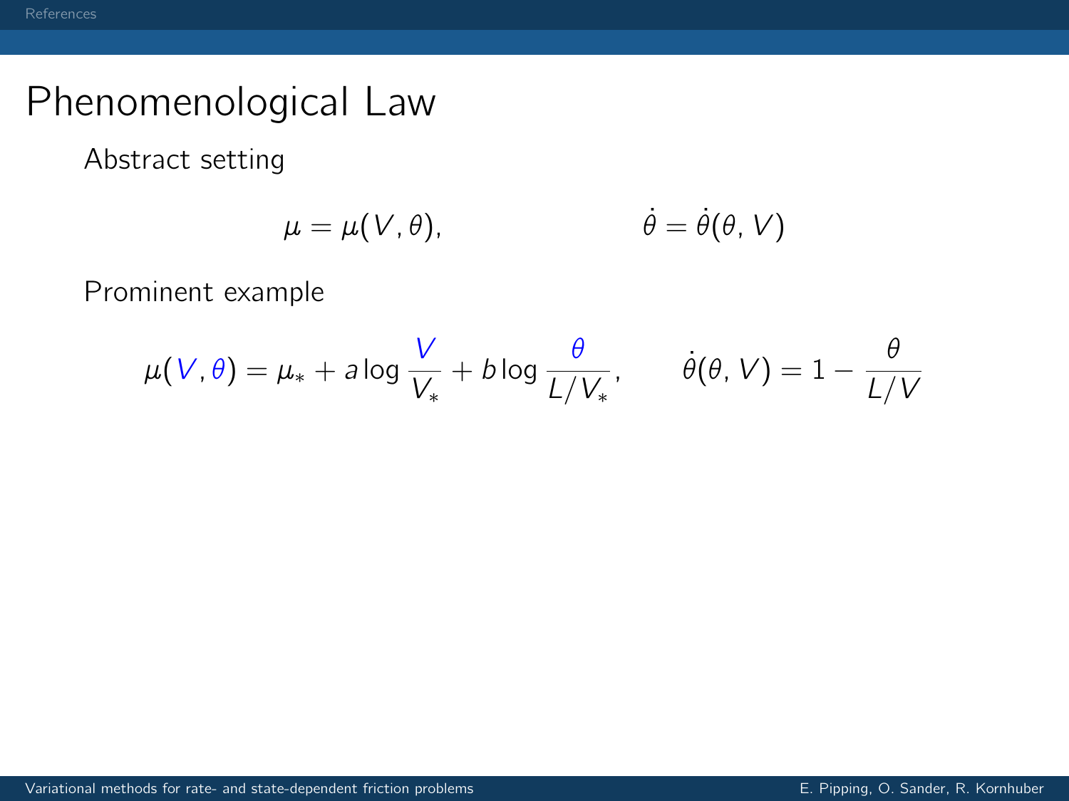# Phenomenological Law

Abstract setting

$$\mu = \mu(V, \theta), \qquad \dot{\theta} = \dot{\theta}(\theta, V)$$

Prominent example

$$\mu(V, \theta) = \mu_* + a \log \frac{V}{V_*} + b \log \frac{\theta}{L/V_*}, \qquad \dot{\theta}(\theta, V) = 1 - \frac{\theta}{L/V}$$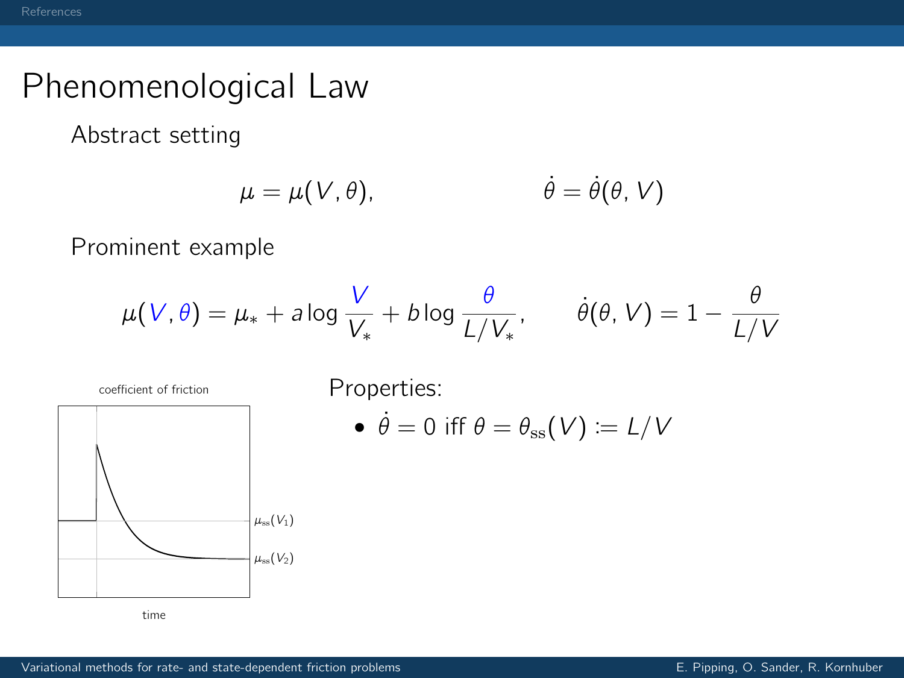# Phenomenological Law

Abstract setting

$$\mu = \mu(V, \theta), \qquad \dot{\theta} = \dot{\theta}(\theta, V)$$

Prominent example

$$\mu(V, \theta) = \mu_* + a \log \frac{V}{V_*} + b \log \frac{\theta}{L/V_*}, \qquad \dot{\theta}(\theta, V) = 1 - \frac{\theta}{L/V}$$

coefficient of friction

$\mu_{\mathrm{ss}}(V_1)$

$\mu_{\mathrm{ss}}(V_2)$

time

Properties:

- $\dot{\theta} = 0$ iff $\theta = \theta_{\mathrm{ss}}(V) \coloneqq L/V$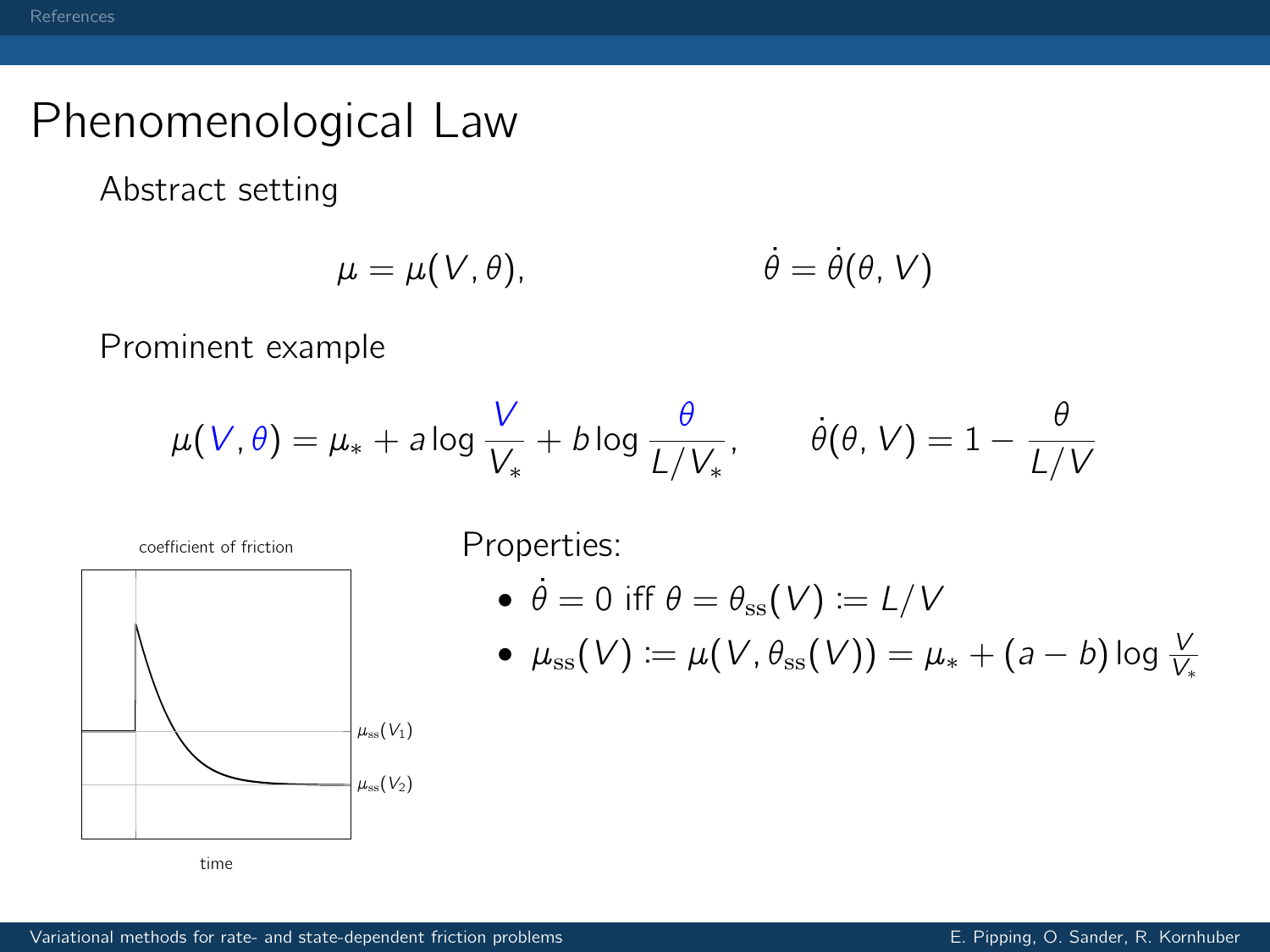# Phenomenological Law

Abstract setting

$$\mu = \mu(V, \theta), \qquad \dot{\theta} = \dot{\theta}(\theta, V)$$

Prominent example

$$\mu(V, \theta) = \mu_* + a \log \frac{V}{V_*} + b \log \frac{\theta}{L/V_*}, \qquad \dot{\theta}(\theta, V) = 1 - \frac{\theta}{L/V}$$

coefficient of friction

$\mu_{\mathrm{ss}}(V_1)$

$\mu_{\mathrm{ss}}(V_2)$

time

Properties:

- $\dot{\theta} = 0$ iff $\theta = \theta_{\mathrm{ss}}(V) := L/V$
- $\mu_{\mathrm{ss}}(V) := \mu(V, \theta_{\mathrm{ss}}(V)) = \mu_* + (a - b) \log \frac{V}{V_*}$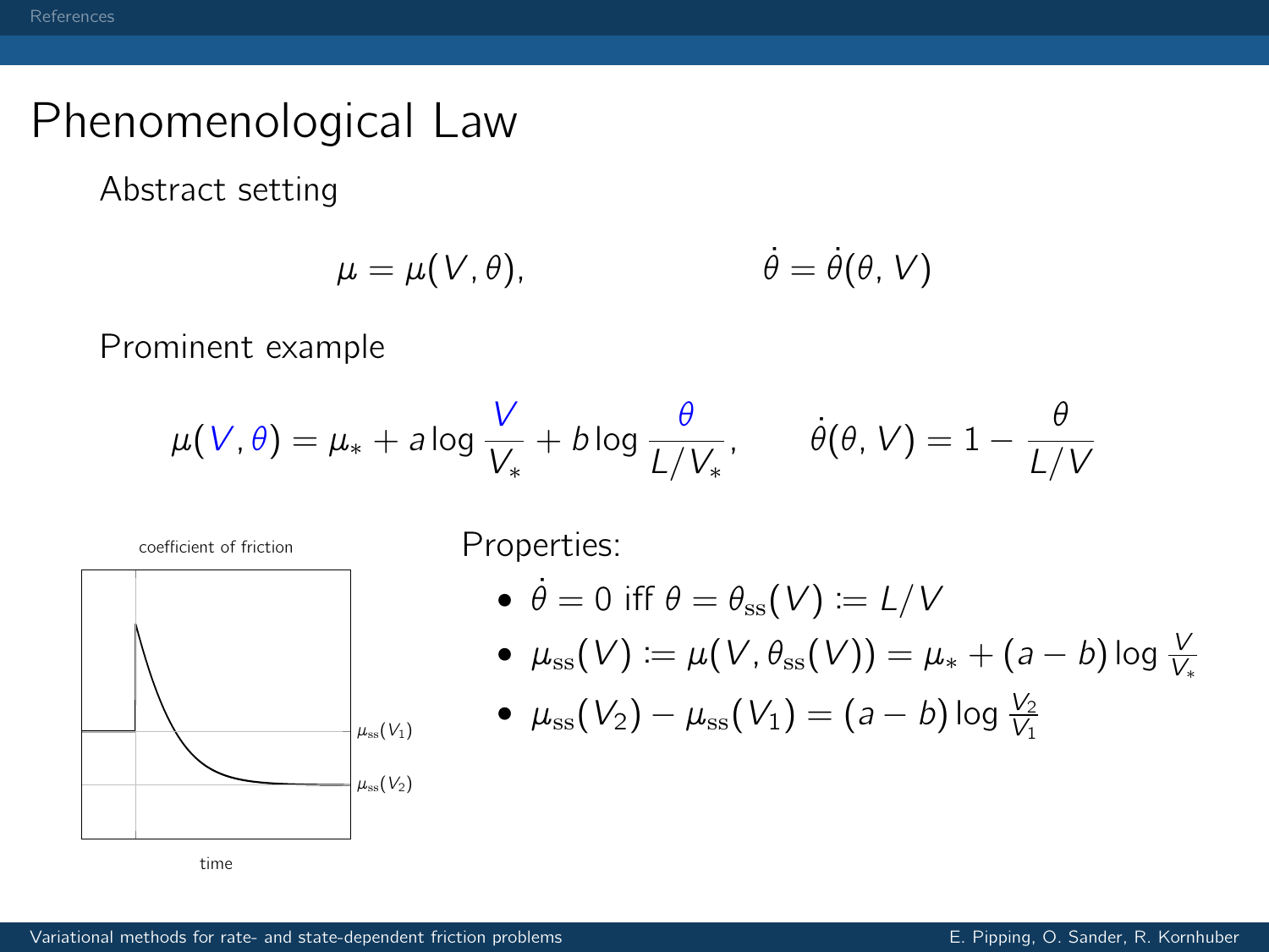# Phenomenological Law

Abstract setting

$$\mu = \mu(V, \theta), \qquad \dot{\theta} = \dot{\theta}(\theta, V)$$

Prominent example

$$\mu(V, \theta) = \mu_* + a \log \frac{V}{V_*} + b \log \frac{\theta}{L/V_*}, \qquad \dot{\theta}(\theta, V) = 1 - \frac{\theta}{L/V}$$

coefficient of friction

$\mu_{\mathrm{ss}}(V_1)$

$\mu_{\mathrm{ss}}(V_2)$

time

Properties:

- $\dot{\theta} = 0$ iff $\theta = \theta_{\mathrm{ss}}(V) := L/V$
- $\mu_{\mathrm{ss}}(V) := \mu(V, \theta_{\mathrm{ss}}(V)) = \mu_* + (a - b) \log \frac{V}{V_*}$
- $\mu_{\mathrm{ss}}(V_2) - \mu_{\mathrm{ss}}(V_1) = (a - b) \log \frac{V_2}{V_1}$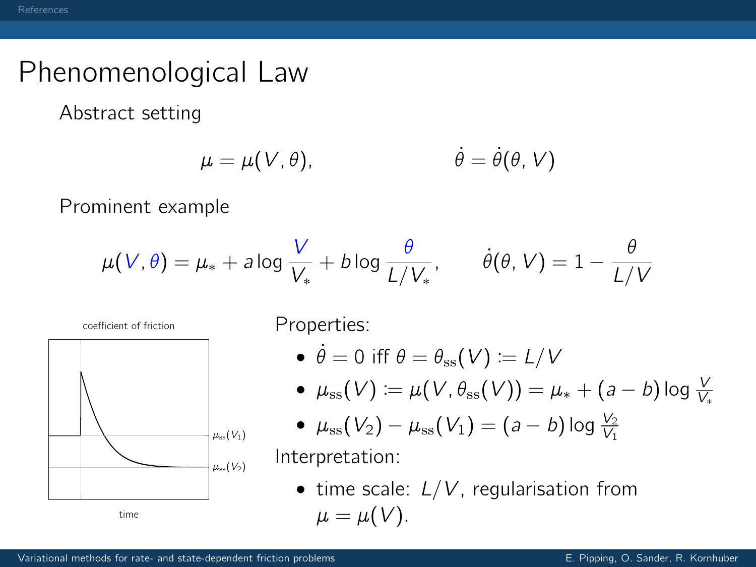# Phenomenological Law

Abstract setting

$$\mu = \mu(V, \theta), \qquad \dot{\theta} = \dot{\theta}(\theta, V)$$

Prominent example

$$\mu(V, \theta) = \mu_* + a \log \frac{V}{V_*} + b \log \frac{\theta}{L/V_*}, \qquad \dot{\theta}(\theta, V) = 1 - \frac{\theta}{L/V}$$

Properties:

- $\dot{\theta} = 0$ iff $\theta = \theta_{\mathrm{ss}}(V) := L/V$
- $\mu_{\mathrm{ss}}(V) := \mu(V, \theta_{\mathrm{ss}}(V)) = \mu_* + (a - b) \log \frac{V}{V_*}$
- $\mu_{\mathrm{ss}}(V_2) - \mu_{\mathrm{ss}}(V_1) = (a - b) \log \frac{V_2}{V_1}$

Interpretation:

- time scale: $L/V$, regularisation from $\mu = \mu(V)$.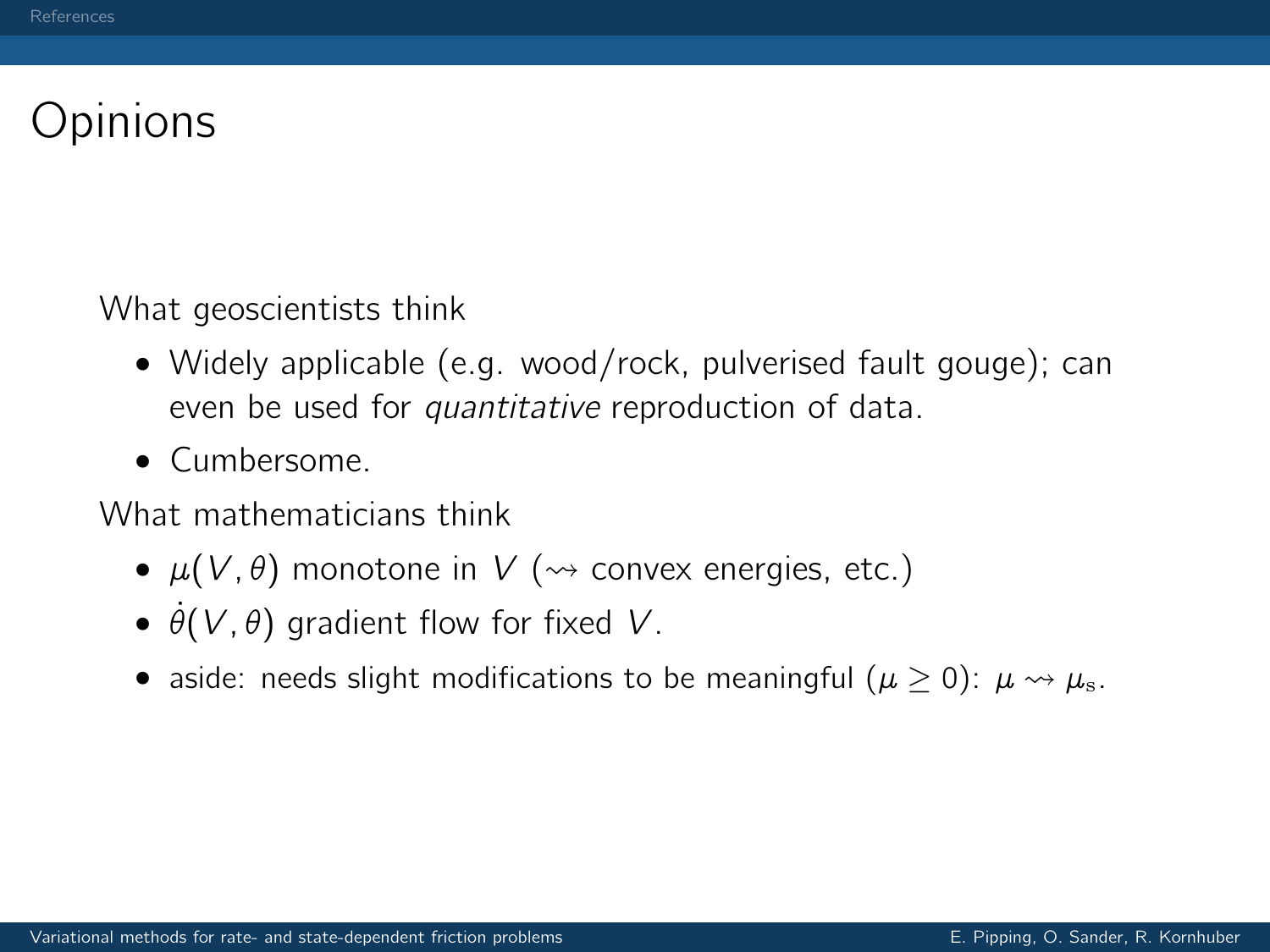# Opinions

What geoscientists think

- Widely applicable (e.g. wood/rock, pulverised fault gouge); can even be used for *quantitative* reproduction of data.
- Cumbersome.

What mathematicians think

- $\mu(V, \theta)$ monotone in $V$ ($\rightsquigarrow$ convex energies, etc.)
- $\dot{\theta}(V, \theta)$ gradient flow for fixed $V$.
- aside: needs slight modifications to be meaningful ($\mu \geq 0$): $\mu \rightsquigarrow \mu_{\mathrm{s}}$.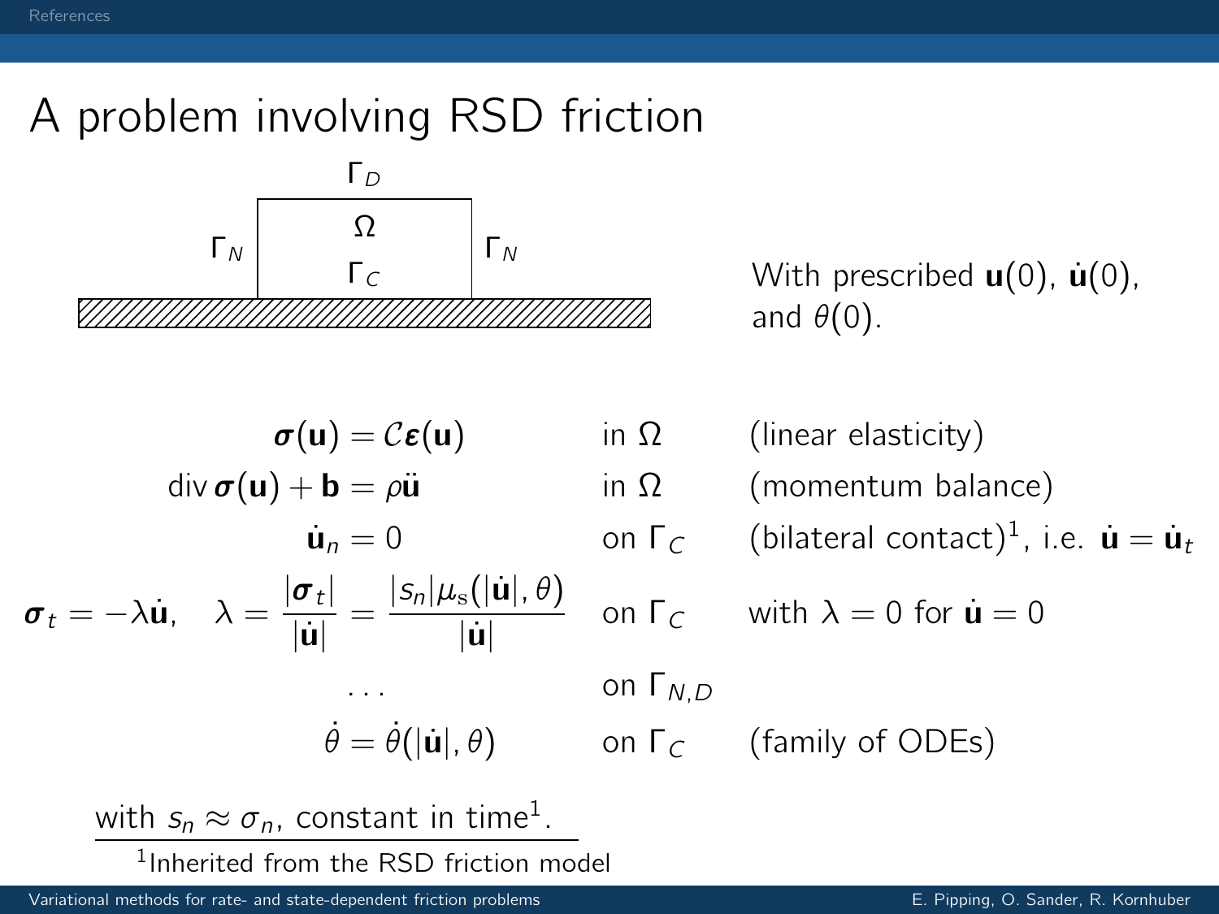# A problem involving RSD friction

$\Gamma_D$

$\Gamma_N$ $\Omega$ $\Gamma_C$ $\Gamma_N$

With prescribed $\mathbf{u}(0)$, $\dot{\mathbf{u}}(0)$, and $\theta(0)$.

$$\boldsymbol{\sigma}(\mathbf{u}) = \mathcal{C}\boldsymbol{\varepsilon}(\mathbf{u}) \qquad \text{in } \Omega \qquad \text{(linear elasticity)}$$

$$\operatorname{div} \boldsymbol{\sigma}(\mathbf{u}) + \mathbf{b} = \rho \ddot{\mathbf{u}} \qquad \text{in } \Omega \qquad \text{(momentum balance)}$$

$$\dot{\mathbf{u}}_n = 0 \qquad \text{on } \Gamma_C \qquad \text{(bilateral contact)}^1\text{, i.e. } \dot{\mathbf{u}} = \dot{\mathbf{u}}_t$$

$$\boldsymbol{\sigma}_t = -\lambda \dot{\mathbf{u}}, \quad \lambda = \frac{|\boldsymbol{\sigma}_t|}{|\dot{\mathbf{u}}|} = \frac{|s_n| \mu_{\mathrm{s}}(|\dot{\mathbf{u}}|, \theta)}{|\dot{\mathbf{u}}|} \qquad \text{on } \Gamma_C \qquad \text{with } \lambda = 0 \text{ for } \dot{\mathbf{u}} = 0$$

$$\ldots \qquad \text{on } \Gamma_{N,D}$$

$$\dot{\theta} = \dot{\theta}(|\dot{\mathbf{u}}|, \theta) \qquad \text{on } \Gamma_C \qquad \text{(family of ODEs)}$$

with $s_n \approx \sigma_n$, constant in time[1].

[1] Inherited from the RSD friction model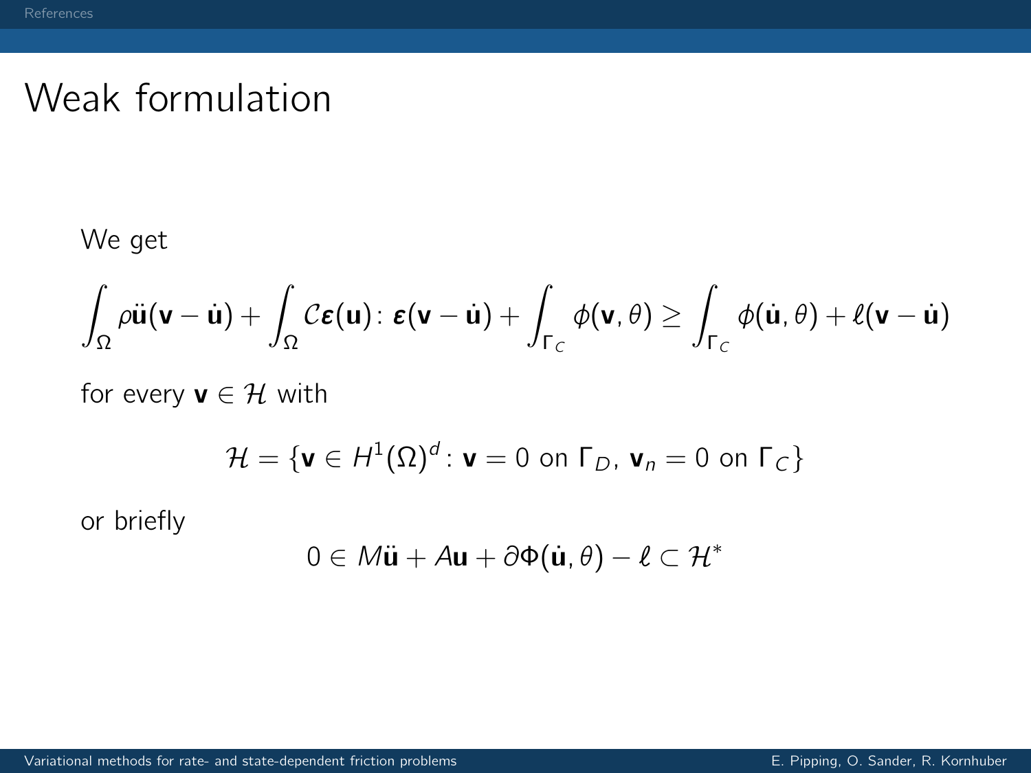# Weak formulation

We get

$$\int_\Omega \rho \ddot{\mathbf{u}}(\mathbf{v} - \dot{\mathbf{u}}) + \int_\Omega \mathcal{C}\boldsymbol{\varepsilon}(\mathbf{u})\colon \boldsymbol{\varepsilon}(\mathbf{v} - \dot{\mathbf{u}}) + \int_{\Gamma_C} \phi(\mathbf{v}, \theta) \geq \int_{\Gamma_C} \phi(\dot{\mathbf{u}}, \theta) + \ell(\mathbf{v} - \dot{\mathbf{u}})$$

for every $\mathbf{v} \in \mathcal{H}$ with

$$\mathcal{H} = \{\mathbf{v} \in H^1(\Omega)^d \colon \mathbf{v} = 0 \text{ on } \Gamma_D,\ \mathbf{v}_n = 0 \text{ on } \Gamma_C\}$$

or briefly

$$0 \in M\ddot{\mathbf{u}} + A\mathbf{u} + \partial\Phi(\dot{\mathbf{u}}, \theta) - \ell \subset \mathcal{H}^*$$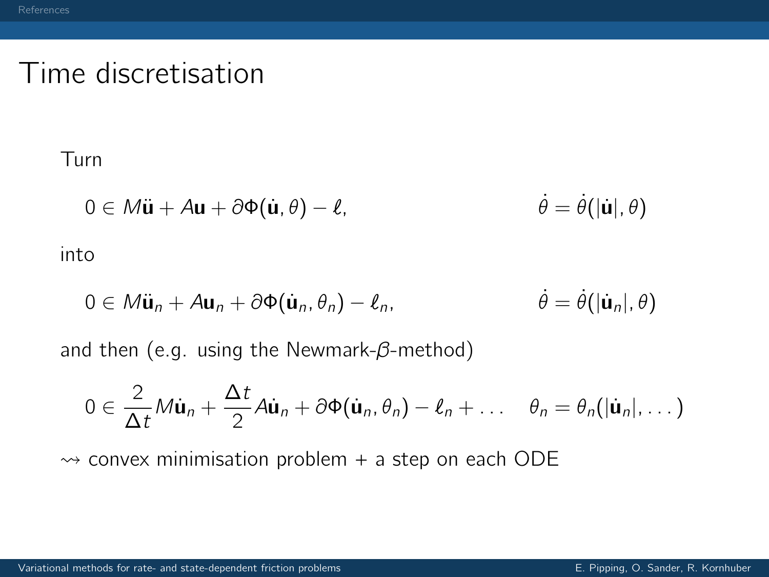# Time discretisation

Turn

$$0 \in M\ddot{\mathbf{u}} + A\mathbf{u} + \partial\Phi(\dot{\mathbf{u}}, \theta) - \ell, \qquad \dot{\theta} = \dot{\theta}(|\dot{\mathbf{u}}|, \theta)$$

into

$$0 \in M\ddot{\mathbf{u}}_n + A\mathbf{u}_n + \partial\Phi(\dot{\mathbf{u}}_n, \theta_n) - \ell_n, \qquad \dot{\theta} = \dot{\theta}(|\dot{\mathbf{u}}_n|, \theta)$$

and then (e.g. using the Newmark-$\beta$-method)

$$0 \in \frac{2}{\Delta t} M\dot{\mathbf{u}}_n + \frac{\Delta t}{2} A\dot{\mathbf{u}}_n + \partial\Phi(\dot{\mathbf{u}}_n, \theta_n) - \ell_n + \dots \qquad \theta_n = \theta_n(|\dot{\mathbf{u}}_n|, \dots)$$

$\rightsquigarrow$ convex minimisation problem + a step on each ODE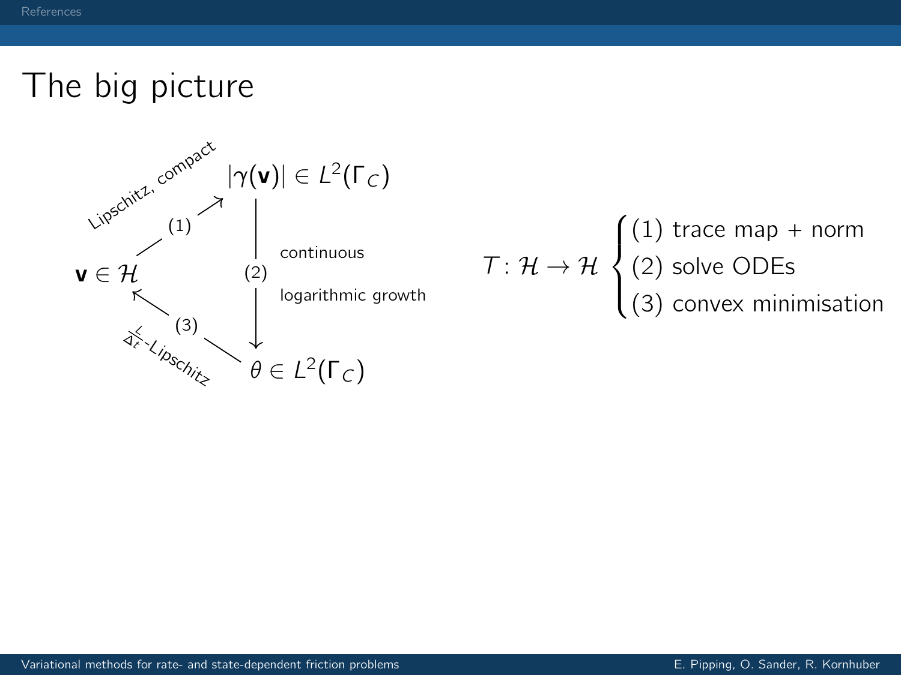# The big picture

$\mathbf{v} \in \mathcal{H}$

(1) Lipschitz, compact

$|\gamma(\mathbf{v})| \in L^2(\Gamma_C)$

(2) continuous, logarithmic growth

$\theta \in L^2(\Gamma_C)$

(3) $\frac{L}{\Delta_t}$-Lipschitz

$$T\colon \mathcal{H} \to \mathcal{H} \begin{cases} (1) \text{ trace map + norm} \\ (2) \text{ solve ODEs} \\ (3) \text{ convex minimisation} \end{cases}$$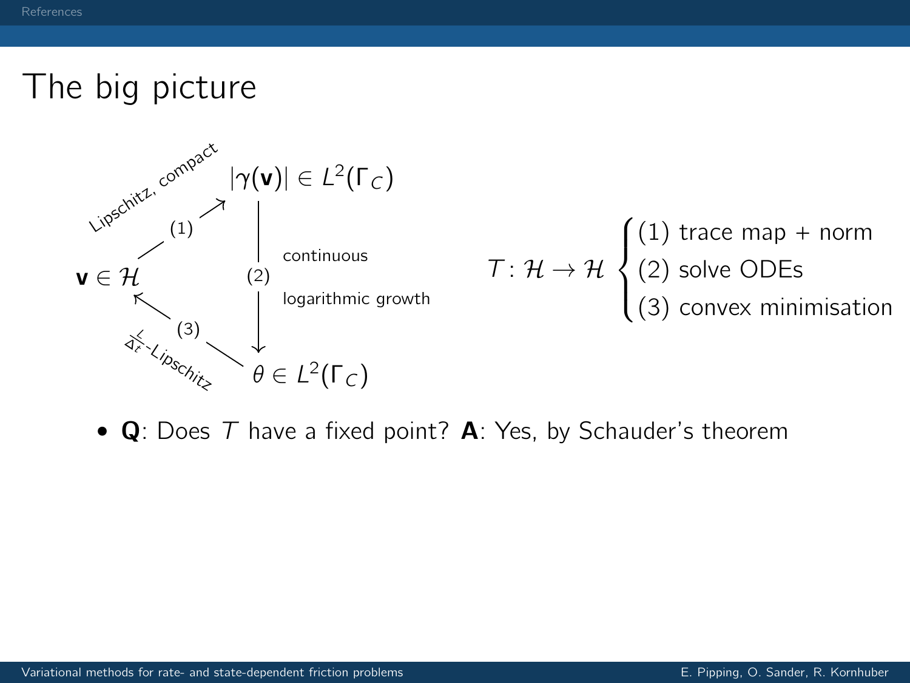# The big picture

$|\gamma(\mathbf{v})| \in L^2(\Gamma_C)$

(1) Lipschitz, compact

$\mathbf{v} \in \mathcal{H}$

(2) continuous, logarithmic growth

$\theta \in L^2(\Gamma_C)$

(3) $\frac{L}{\Delta_t}$-Lipschitz

$$T\colon \mathcal{H} \to \mathcal{H} \begin{cases} (1) \text{ trace map + norm} \\ (2) \text{ solve ODEs} \\ (3) \text{ convex minimisation} \end{cases}$$

- **Q**: Does $T$ have a fixed point? **A**: Yes, by Schauder's theorem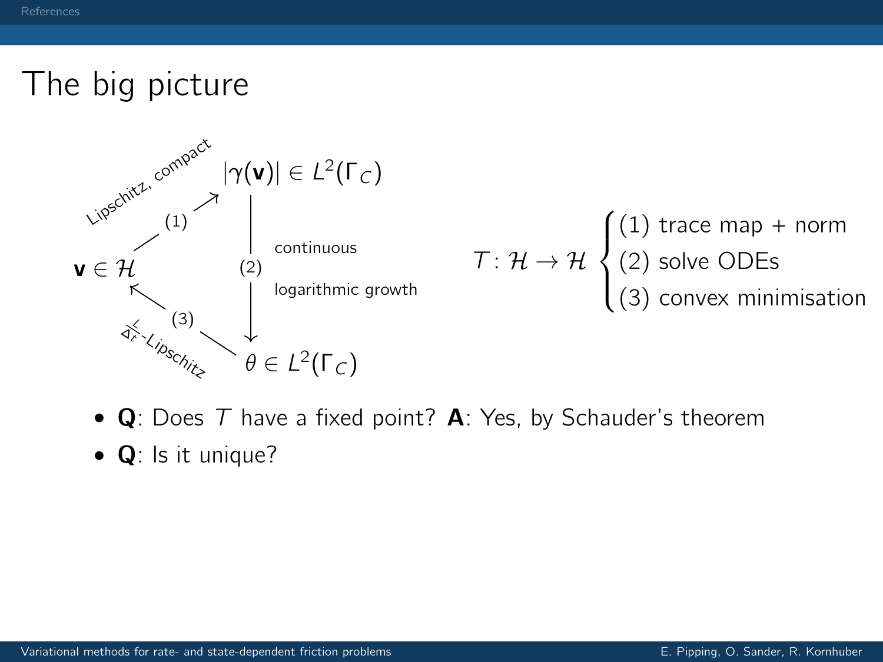# The big picture

$\mathbf{v} \in \mathcal{H}$ —(1) Lipschitz, compact→ $|\gamma(\mathbf{v})| \in L^2(\Gamma_C)$

$|\gamma(\mathbf{v})| \in L^2(\Gamma_C)$ —(2) continuous, logarithmic growth→ $\theta \in L^2(\Gamma_C)$

$\theta \in L^2(\Gamma_C)$ —(3) $\frac{L}{\Delta_t}$-Lipschitz→ $\mathbf{v} \in \mathcal{H}$

$$T \colon \mathcal{H} \to \mathcal{H} \begin{cases} (1) \text{ trace map + norm} \\ (2) \text{ solve ODEs} \\ (3) \text{ convex minimisation} \end{cases}$$

- **Q**: Does $T$ have a fixed point? **A**: Yes, by Schauder's theorem
- **Q**: Is it unique?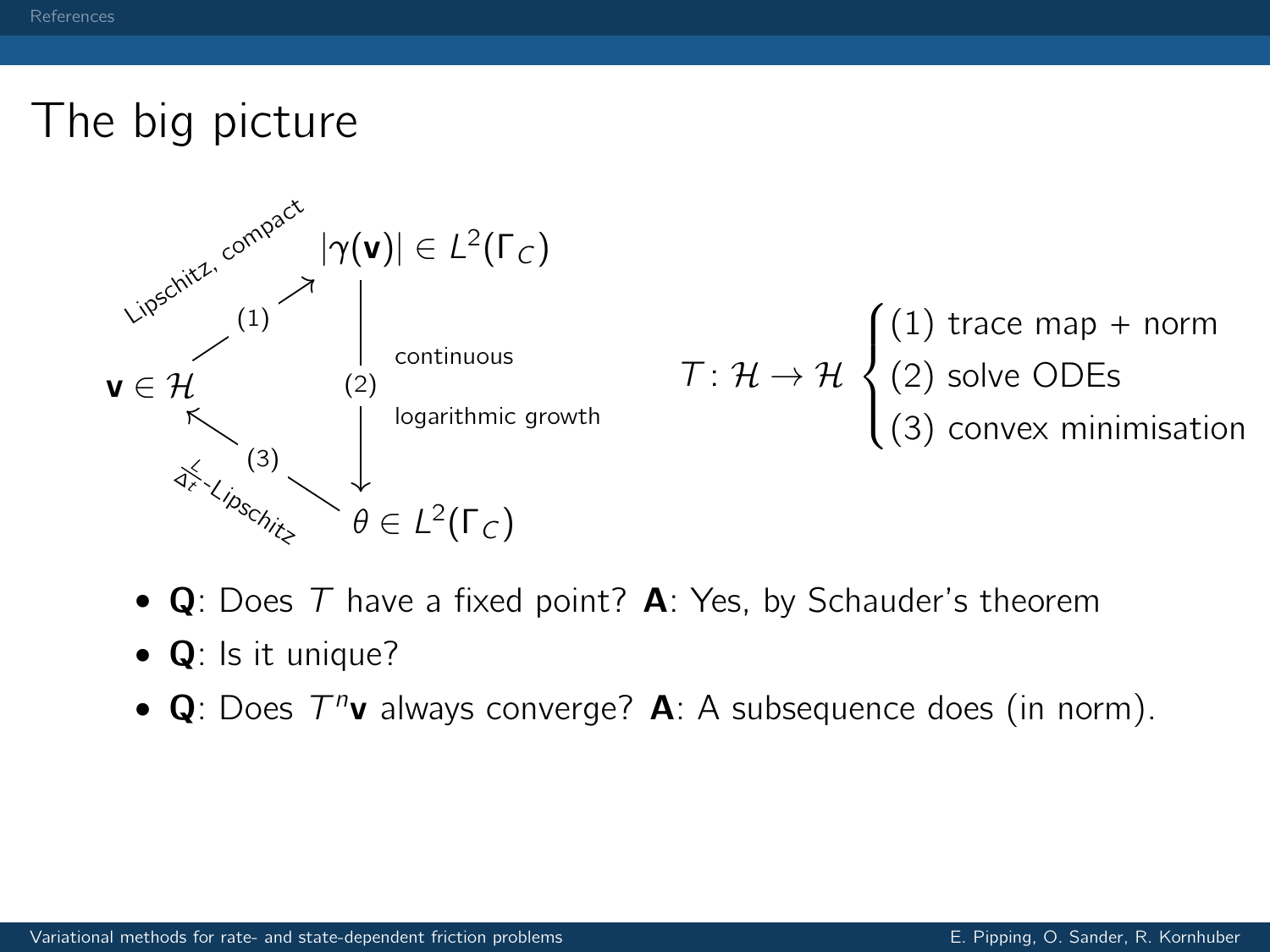# The big picture

$\mathbf{v} \in \mathcal{H}$ —(1) Lipschitz, compact→ $|\gamma(\mathbf{v})| \in L^2(\Gamma_C)$ —(2) continuous, logarithmic growth→ $\theta \in L^2(\Gamma_C)$ —(3) $\frac{L}{\Delta_t}$-Lipschitz→ $\mathbf{v} \in \mathcal{H}$

$$T : \mathcal{H} \to \mathcal{H} \begin{cases} \text{(1) trace map + norm} \\ \text{(2) solve ODEs} \\ \text{(3) convex minimisation} \end{cases}$$

- **Q**: Does $T$ have a fixed point? **A**: Yes, by Schauder's theorem
- **Q**: Is it unique?
- **Q**: Does $T^n\mathbf{v}$ always converge? **A**: A subsequence does (in norm).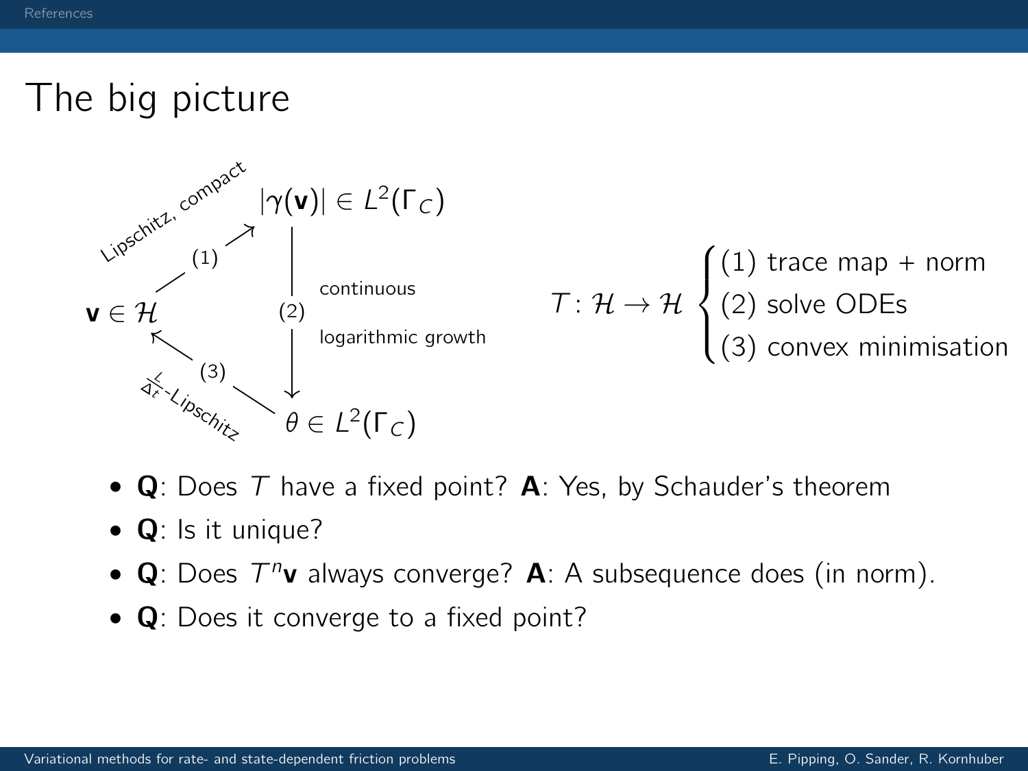# The big picture

$\mathbf{v} \in \mathcal{H}$ —(1) Lipschitz, compact→ $|\gamma(\mathbf{v})| \in L^2(\Gamma_C)$ —(2) continuous, logarithmic growth→ $\theta \in L^2(\Gamma_C)$ —(3) $\frac{L}{\Delta t}$-Lipschitz→ $\mathbf{v} \in \mathcal{H}$

$$T\colon \mathcal{H} \to \mathcal{H} \begin{cases} (1) \text{ trace map + norm} \\ (2) \text{ solve ODEs} \\ (3) \text{ convex minimisation} \end{cases}$$

- **Q**: Does $T$ have a fixed point? **A**: Yes, by Schauder's theorem
- **Q**: Is it unique?
- **Q**: Does $T^n\mathbf{v}$ always converge? **A**: A subsequence does (in norm).
- **Q**: Does it converge to a fixed point?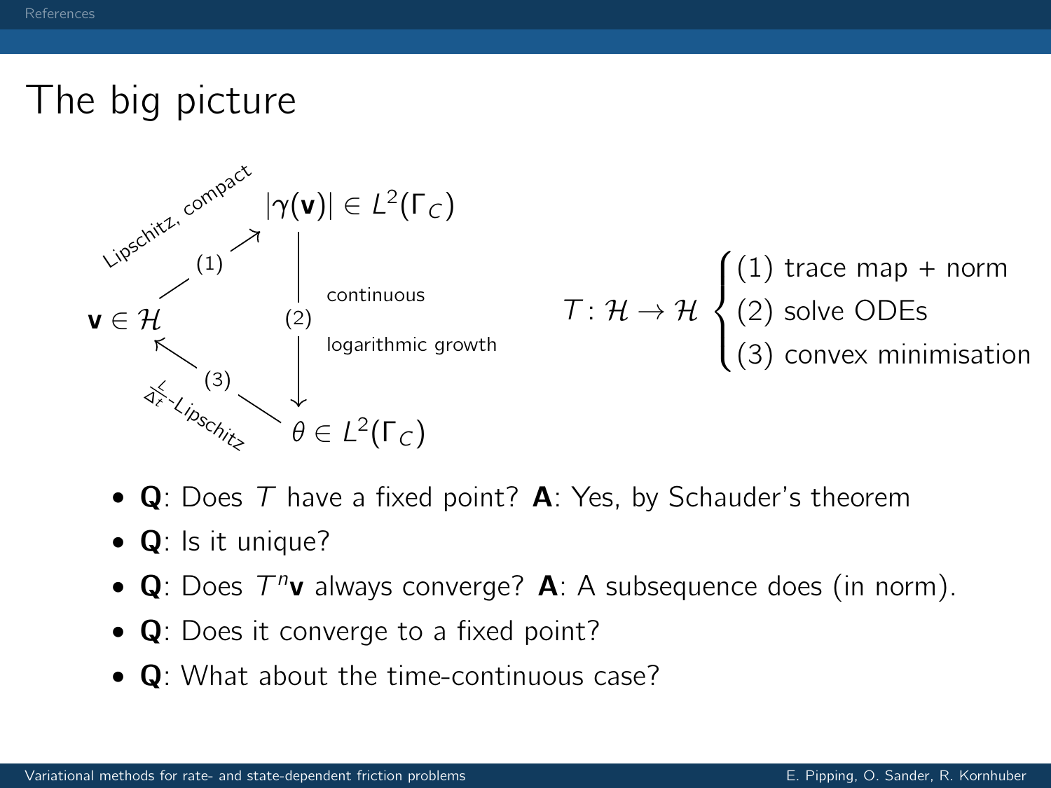# The big picture

$\mathbf{v} \in \mathcal{H}$ —(1) Lipschitz, compact→ $|\gamma(\mathbf{v})| \in L^2(\Gamma_C)$ —(2) continuous, logarithmic growth→ $\theta \in L^2(\Gamma_C)$ —(3) $\frac{L}{\Delta t}$-Lipschitz→ $\mathbf{v} \in \mathcal{H}$

$$T : \mathcal{H} \to \mathcal{H} \begin{cases} \text{(1) trace map + norm} \\ \text{(2) solve ODEs} \\ \text{(3) convex minimisation} \end{cases}$$

- **Q**: Does $T$ have a fixed point? **A**: Yes, by Schauder's theorem
- **Q**: Is it unique?
- **Q**: Does $T^n\mathbf{v}$ always converge? **A**: A subsequence does (in norm).
- **Q**: Does it converge to a fixed point?
- **Q**: What about the time-continuous case?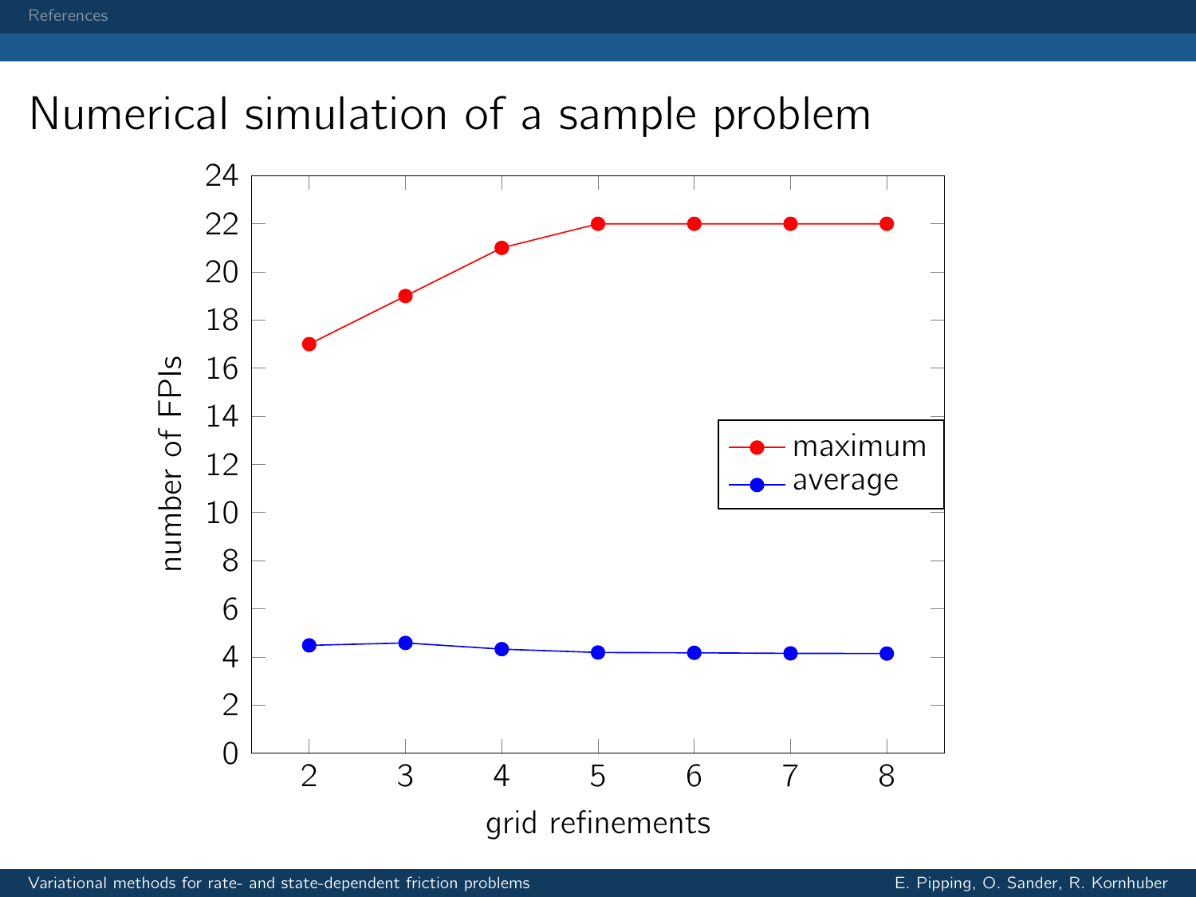# Numerical simulation of a sample problem

| grid refinements | maximum | average |
|---|---|---|
| 2 | 17 | 4.5 |
| 3 | 19 | 4.6 |
| 4 | 21 | 4.35 |
| 5 | 22 | 4.2 |
| 6 | 22 | 4.2 |
| 7 | 22 | 4.17 |
| 8 | 22 | 4.16 |

(y-axis: number of FPIs; x-axis: grid refinements)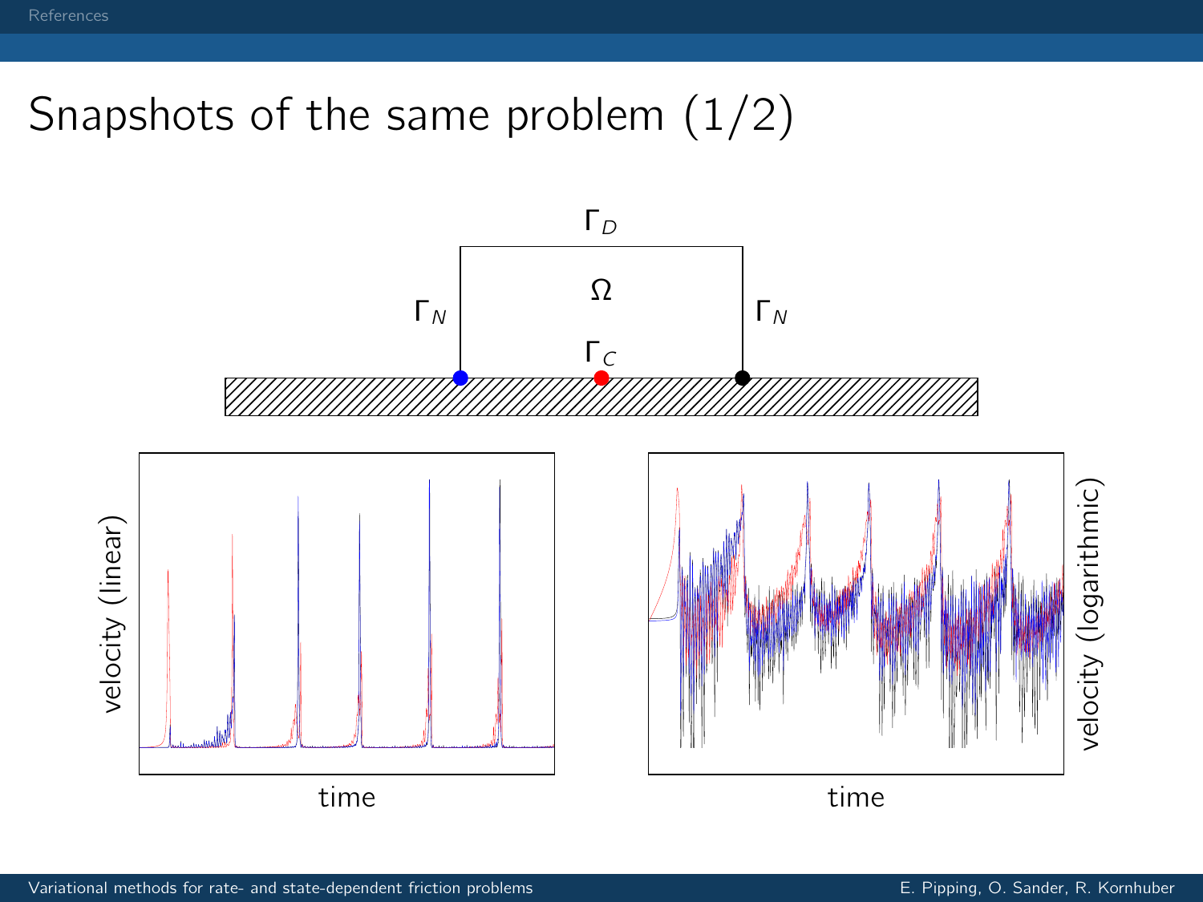# Snapshots of the same problem (1/2)

$\Gamma_D$

$\Omega$

$\Gamma_N$ $\Gamma_N$

$\Gamma_C$

velocity (linear)

time

velocity (logarithmic)

time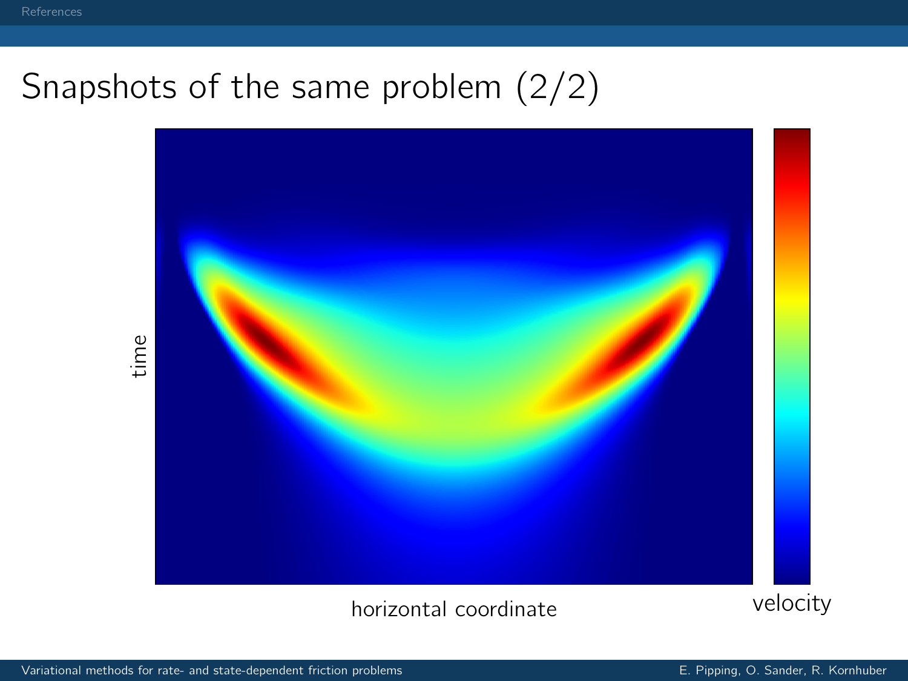# Snapshots of the same problem (2/2)

time

horizontal coordinate

velocity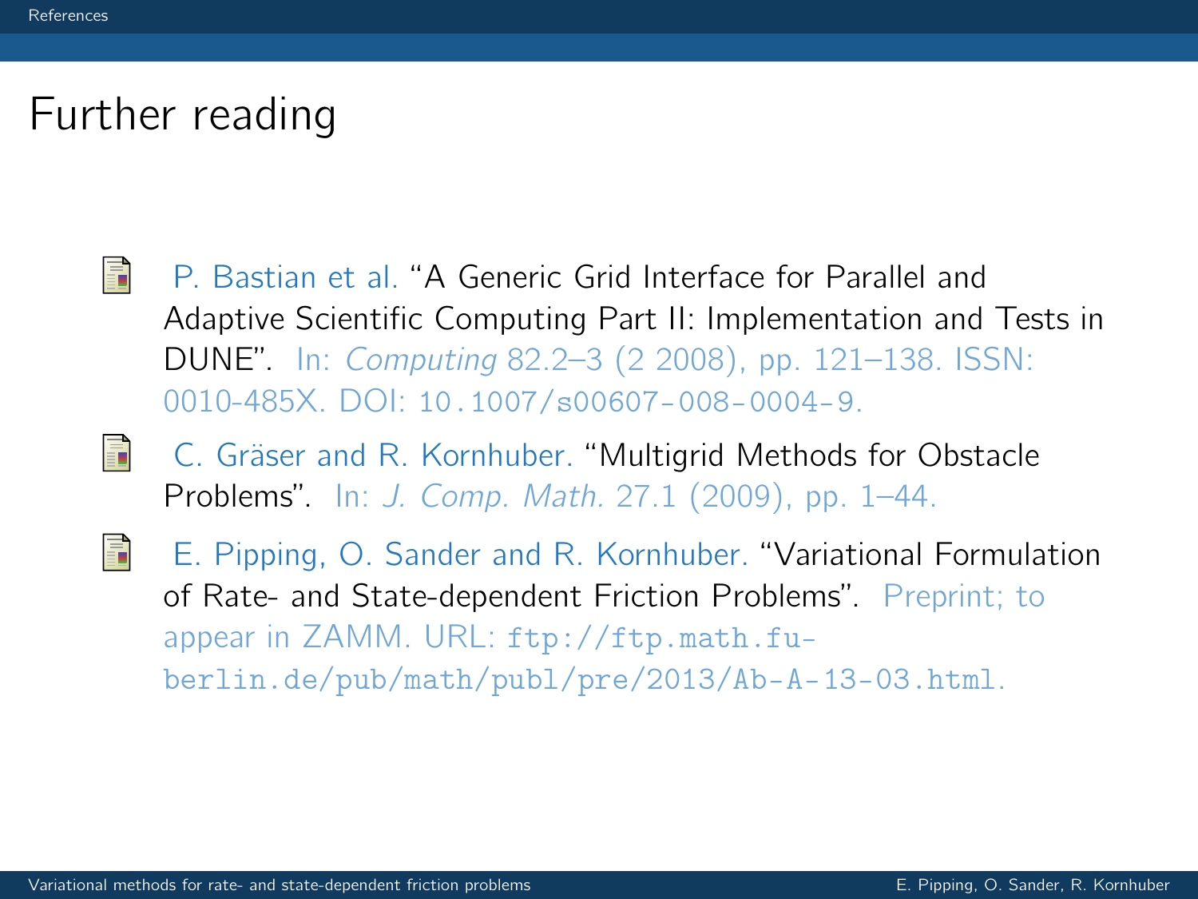# Further reading

- P. Bastian et al. "A Generic Grid Interface for Parallel and Adaptive Scientific Computing Part II: Implementation and Tests in DUNE". In: *Computing* 82.2–3 (2 2008), pp. 121–138. ISSN: 0010-485X. DOI: `10.1007/s00607-008-0004-9`.
- C. Gräser and R. Kornhuber. "Multigrid Methods for Obstacle Problems". In: *J. Comp. Math.* 27.1 (2009), pp. 1–44.
- E. Pipping, O. Sander and R. Kornhuber. "Variational Formulation of Rate- and State-dependent Friction Problems". Preprint; to appear in ZAMM. URL: `ftp://ftp.math.fu-berlin.de/pub/math/publ/pre/2013/Ab-A-13-03.html`.